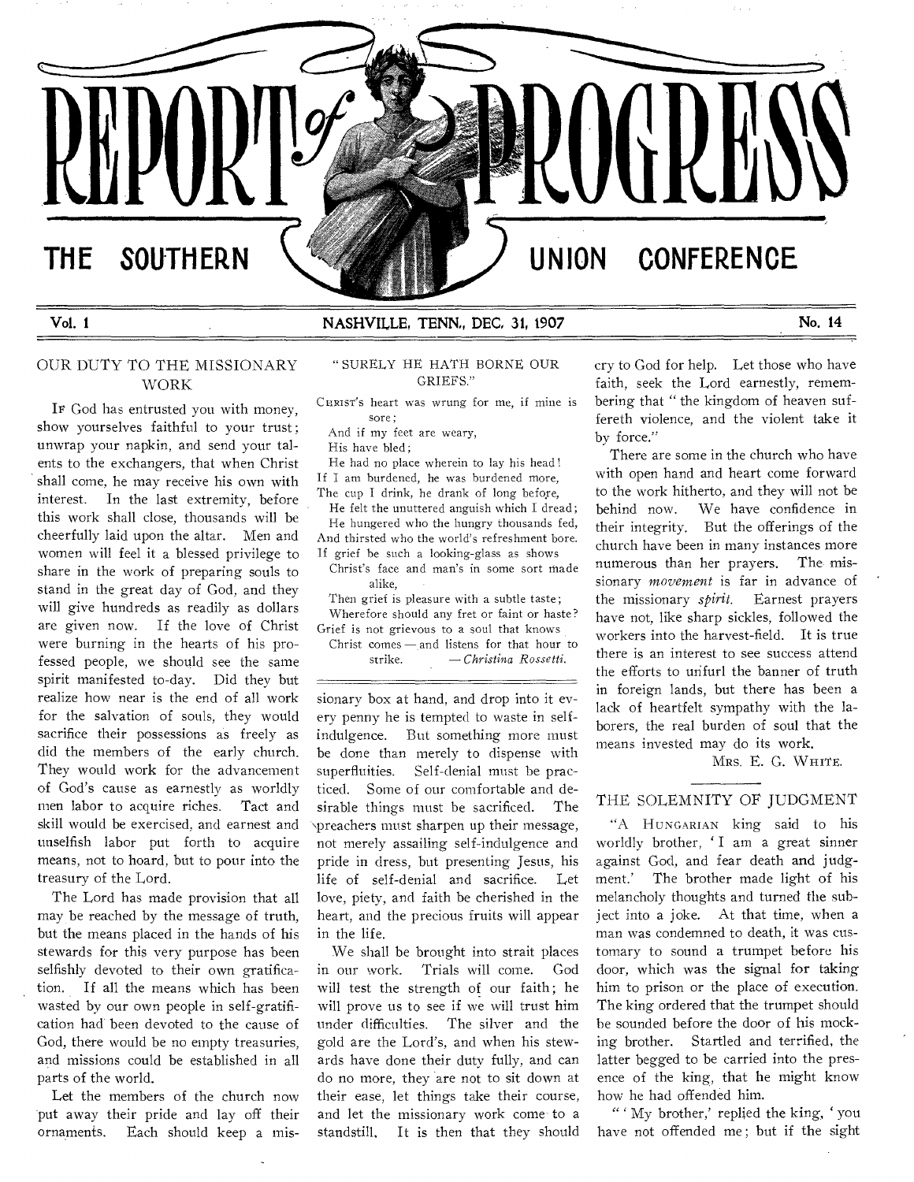# REPORT of PROGRESS

THE SOUTHERN UNION CONFERENCE

Vol. 1 NASHVILLE, TENN., DEC. 31, 1907 No. 14

## OUR DUTY TO THE MISSIONARY WORK

If God has entrusted you with money, show yourselves faithful to your trust; unwrap your napkin, and send your talents to the exchangers, that when Christ shall come, he may receive his own with interest. In the last extremity, before this work shall close, thousands will be cheerfully laid upon the altar. Men and women will feel it a blessed privilege to share in the work of preparing souls to stand in the great day of God, and they will give hundreds as readily as dollars are given now. If the love of Christ were burning in the hearts of his professed people, we should see the same spirit manifested to-day. Did they but realize how near is the end of all work for the salvation of souls, they would sacrifice their possessions as freely as did the members of the early church. They would work for the advancement of God's cause as earnestly as worldly men labor to acquire riches. Tact and skill would be exercised, and earnest and unselfish labor put forth to acquire means, not to hoard, but to pour into the treasury of the Lord.

The Lord has made provision that all may be reached by the message of truth, but the means placed in the hands of his stewards for this very purpose has been selfishly devoted to their own gratification. If all the means which has been wasted by our own people in self-gratification had been devoted to the cause of God, there would be no empty treasuries, and missions could be established in all parts of the world.

Let the members of the church now put away their pride and lay off their ornaments. Each should keep a missionary box at hand, and drop into it every penny he is tempted to waste in self-indulgence. But something more must be done than merely to dispense with superfluities. Self-denial must be practiced. Some of our comfortable and desirable things must be sacrificed. The preachers must sharpen up their message, not merely assailing self-indulgence and pride in dress, but presenting Jesus, his life of self-denial and sacrifice. Let love, piety, and faith be cherished in the heart, and the precious fruits will appear in the life.

We shall be brought into strait places in our work. Trials will come. God will test the strength of our faith; he will prove us to see if we will trust him under difficulties. The silver and the gold are the Lord's, and when his stewards have done their duty fully, and can do no more, they are not to sit down at their ease, let things take their course, and let the missionary work come to a standstill. It is then that they should cry to God for help. Let those who have faith, seek the Lord earnestly, remembering that "the kingdom of heaven suffereth violence, and the violent take it by force."

There are some in the church who have with open hand and heart come forward to the work hitherto, and they will not be behind now. We have confidence in their integrity. But the offerings of the church have been in many instances more numerous than her prayers. The missionary *movement* is far in advance of the missionary *spirit*. Earnest prayers have not, like sharp sickles, followed the workers into the harvest-field. It is true there is an interest to see success attend the efforts to unfurl the banner of truth in foreign lands, but there has been a lack of heartfelt sympathy with the laborers, the real burden of soul that the means invested may do its work.

MRS. E. G. WHITE.

## "SURELY HE HATH BORNE OUR GRIEFS."

Christ's heart was wrung for me, if mine is sore;
And if my feet are weary,
His have bled;
He had no place wherein to lay his head!
If I am burdened, he was burdened more,
The cup I drink, he drank of long before,
He felt the unuttered anguish which I dread;
He hungered who the hungry thousands fed,
And thirsted who the world's refreshment bore.
If grief be such a looking-glass as shows
Christ's face and man's in some sort made alike,
Then grief is pleasure with a subtle taste;
Wherefore should any fret or faint or haste?
Grief is not grievous to a soul that knows
Christ comes — and listens for that hour to strike.
— *Christina Rossetti.*

## THE SOLEMNITY OF JUDGMENT

"A Hungarian king said to his worldly brother, 'I am a great sinner against God, and fear death and judgment.' The brother made light of his melancholy thoughts and turned the subject into a joke. At that time, when a man was condemned to death, it was customary to sound a trumpet before his door, which was the signal for taking him to prison or the place of execution. The king ordered that the trumpet should be sounded before the door of his mocking brother. Startled and terrified, the latter begged to be carried into the presence of the king, that he might know how he had offended him.

"'My brother,' replied the king, 'you have not offended me; but if the sight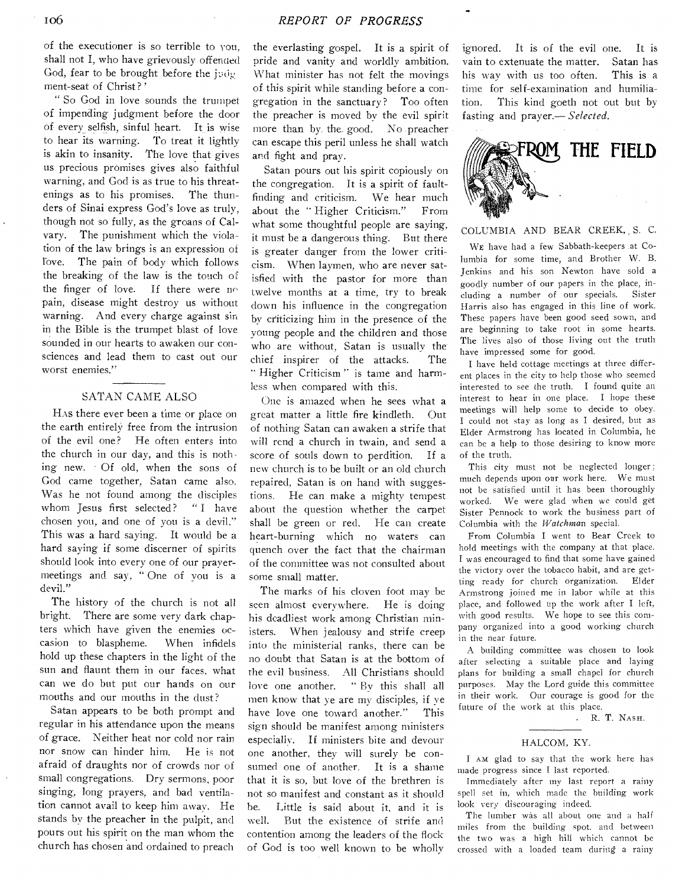of the executioner is so terrible to you, shall not I, who have grievously offended God, fear to be brought before the judgment-seat of Christ?'

"So God in love sounds the trumpet of impending judgment before the door of every selfish, sinful heart. It is wise to hear its warning. To treat it lightly is akin to insanity. The love that gives us precious promises gives also faithful warning, and God is as true to his threatenings as to his promises. The thunders of Sinai express God's love as truly, though not so fully, as the groans of Calvary. The punishment which the violation of the law brings is an expression of love. The pain of body which follows the breaking of the law is the touch of the finger of love. If there were no pain, disease might destroy us without warning. And every charge against sin in the Bible is the trumpet blast of love sounded in our hearts to awaken our consciences and lead them to cast out our worst enemies."

## SATAN CAME ALSO

HAS there ever been a time or place on the earth entirely free from the intrusion of the evil one? He often enters into the church in our day, and this is nothing new. Of old, when the sons of God came together, Satan came also. Was he not found among the disciples whom Jesus first selected? "I have chosen you, and one of you is a devil." This was a hard saying. It would be a hard saying if some discerner of spirits should look into every one of our prayer-meetings and say, "One of you is a devil."

The history of the church is not all bright. There are some very dark chapters which have given the enemies occasion to blaspheme. When infidels hold up these chapters in the light of the sun and flaunt them in our faces, what can we do but put our hands on our mouths and our mouths in the dust?

Satan appears to be both prompt and regular in his attendance upon the means of grace. Neither heat nor cold nor rain nor snow can hinder him. He is not afraid of draughts nor of crowds nor of small congregations. Dry sermons, poor singing, long prayers, and bad ventilation cannot avail to keep him away. He stands by the preacher in the pulpit, and pours out his spirit on the man whom the church has chosen and ordained to preach the everlasting gospel. It is a spirit of pride and vanity and worldly ambition. What minister has not felt the movings of this spirit while standing before a congregation in the sanctuary? Too often the preacher is moved by the evil spirit more than by the good. No preacher can escape this peril unless he shall watch and fight and pray.

Satan pours out his spirit copiously on the congregation. It is a spirit of fault-finding and criticism. We hear much about the "Higher Criticism." From what some thoughtful people are saying, it must be a dangerous thing. But there is greater danger from the lower criticism. When laymen, who are never satisfied with the pastor for more than twelve months at a time, try to break down his influence in the congregation by criticizing him in the presence of the young people and the children and those who are without, Satan is usually the chief inspirer of the attacks. The "Higher Criticism" is tame and harmless when compared with this.

One is amazed when he sees what a great matter a little fire kindleth. Out of nothing Satan can awaken a strife that will rend a church in twain, and send a score of souls down to perdition. If a new church is to be built or an old church repaired, Satan is on hand with suggestions. He can make a mighty tempest about the question whether the carpet shall be green or red. He can create heart-burning which no waters can quench over the fact that the chairman of the committee was not consulted about some small matter.

The marks of his cloven foot may be seen almost everywhere. He is doing his deadliest work among Christian ministers. When jealousy and strife creep into the ministerial ranks, there can be no doubt that Satan is at the bottom of the evil business. All Christians should love one another. "By this shall all men know that ye are my disciples, if ye have love one toward another." This sign should be manifest among ministers especially. If ministers bite and devour one another, they will surely be consumed one of another. It is a shame that it is so, but love of the brethren is not so manifest and constant as it should be. Little is said about it, and it is well. But the existence of strife and contention among the leaders of the flock of God is too well known to be wholly ignored. It is of the evil one. It is vain to extenuate the matter. Satan has his way with us too often. This is a time for self-examination and humiliation. This kind goeth not out but by fasting and prayer.—*Selected.*

# FROM THE FIELD

## COLUMBIA AND BEAR CREEK, S. C.

WE have had a few Sabbath-keepers at Columbia for some time, and Brother W. B. Jenkins and his son Newton have sold a goodly number of our papers in the place, including a number of our specials. Sister Harris also has engaged in this line of work. These papers have been good seed sown, and are beginning to take root in some hearts. The lives also of those living out the truth have impressed some for good.

I have held cottage meetings at three different places in the city to help those who seemed interested to see the truth. I found quite an interest to hear in one place. I hope these meetings will help some to decide to obey. I could not stay as long as I desired, but as Elder Armstrong has located in Columbia, he can be a help to those desiring to know more of the truth.

This city must not be neglected longer; much depends upon our work here. We must not be satisfied until it has been thoroughly worked. We were glad when we could get Sister Pennock to work the business part of Columbia with the *Watchman* special.

From Columbia I went to Bear Creek to hold meetings with the company at that place. I was encouraged to find that some have gained the victory over the tobacco habit, and are getting ready for church organization. Elder Armstrong joined me in labor while at this place, and followed up the work after I left, with good results. We hope to see this company organized into a good working church in the near future.

A building committee was chosen to look after selecting a suitable place and laying plans for building a small chapel for church purposes. May the Lord guide this committee in their work. Our courage is good for the future of the work at this place.

R. T. NASH.

## HALCOM, KY.

I AM glad to say that the work here has made progress since I last reported.

Immediately after my last report a rainy spell set in, which made the building work look very discouraging indeed.

The lumber was all about one and a half miles from the building spot, and between the two was a high hill which cannot be crossed with a loaded team during a rainy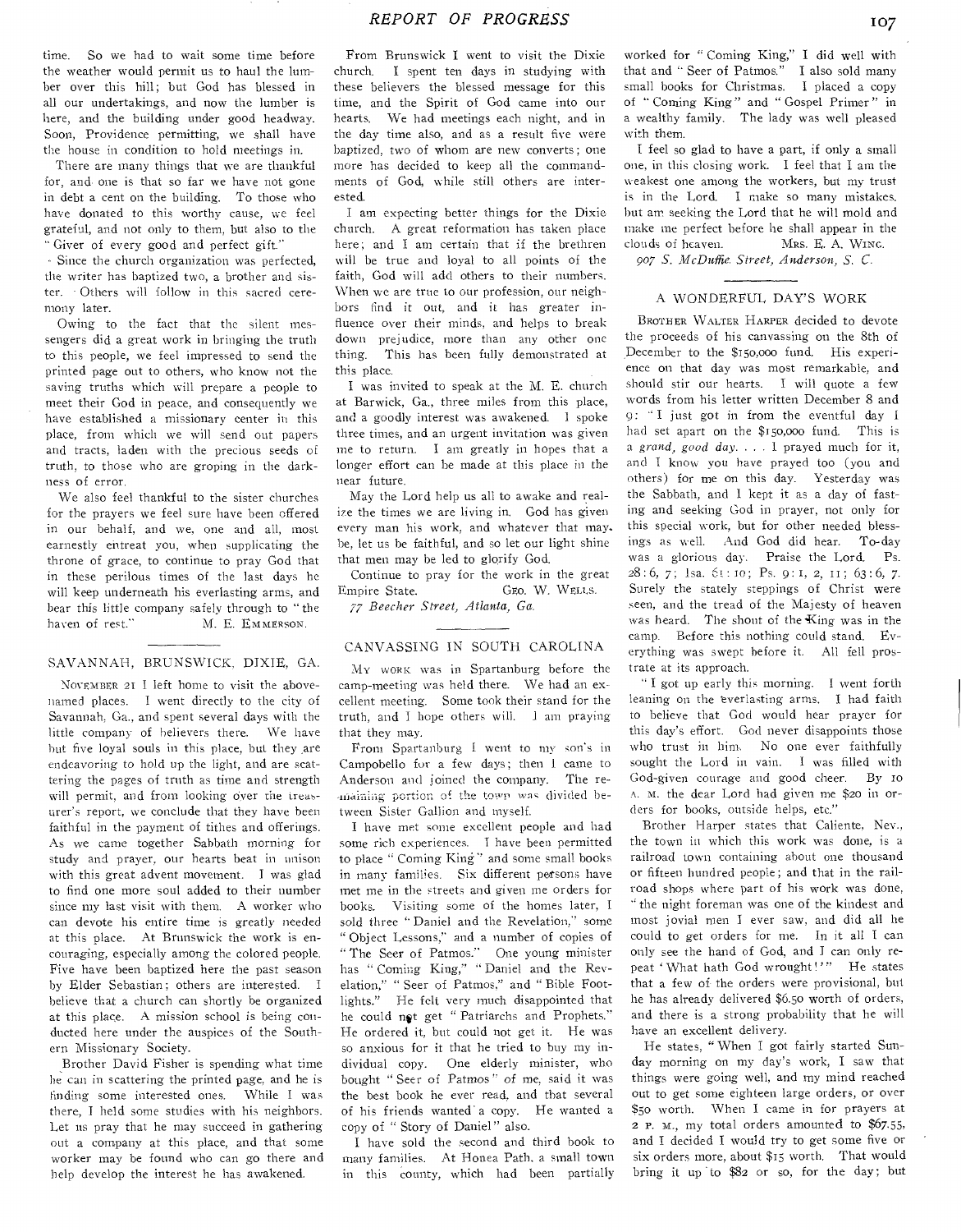time. So we had to wait some time before the weather would permit us to haul the lumber over this hill; but God has blessed in all our undertakings, and now the lumber is here, and the building under good headway. Soon, Providence permitting, we shall have the house in condition to hold meetings in.

There are many things that we are thankful for, and one is that so far we have not gone in debt a cent on the building. To those who have donated to this worthy cause, we feel grateful, and not only to them, but also to the "Giver of every good and perfect gift."

Since the church organization was perfected, the writer has baptized two, a brother and sister. Others will follow in this sacred ceremony later.

Owing to the fact that the silent messengers did a great work in bringing the truth to this people, we feel impressed to send the printed page out to others, who know not the saving truths which will prepare a people to meet their God in peace, and consequently we have established a missionary center in this place, from which we will send out papers and tracts, laden with the precious seeds of truth, to those who are groping in the darkness of error.

We also feel thankful to the sister churches for the prayers we feel sure have been offered in our behalf, and we, one and all, most earnestly entreat you, when supplicating the throne of grace, to continue to pray God that in these perilous times of the last days he will keep underneath his everlasting arms, and bear this little company safely through to "the haven of rest."

M. E. EMMERSON.

## SAVANNAH, BRUNSWICK, DIXIE, GA.

NOVEMBER 21 I left home to visit the above-named places. I went directly to the city of Savannah, Ga., and spent several days with the little company of believers there. We have but five loyal souls in this place, but they are endeavoring to hold up the light, and are scattering the pages of truth as time and strength will permit, and from looking over the treasurer's report, we conclude that they have been faithful in the payment of tithes and offerings. As we came together Sabbath morning for study and prayer, our hearts beat in unison with this great advent movement. I was glad to find one more soul added to their number since my last visit with them. A worker who can devote his entire time is greatly needed at this place. At Brunswick the work is encouraging, especially among the colored people. Five have been baptized here the past season by Elder Sebastian; others are interested. I believe that a church can shortly be organized at this place. A mission school is being conducted here under the auspices of the Southern Missionary Society.

Brother David Fisher is spending what time he can in scattering the printed page, and he is finding some interested ones. While I was there, I held some studies with his neighbors. Let us pray that he may succeed in gathering out a company at this place, and that some worker may be found who can go there and help develop the interest he has awakened.

From Brunswick I went to visit the Dixie church. I spent ten days in studying with these believers the blessed message for this time, and the Spirit of God came into our hearts. We had meetings each night, and in the day time also, and as a result five were baptized, two of whom are new converts; one more has decided to keep all the commandments of God, while still others are interested.

I am expecting better things for the Dixie church. A great reformation has taken place here; and I am certain that if the brethren will be true and loyal to all points of the faith, God will add others to their numbers. When we are true to our profession, our neighbors find it out, and it has greater influence over their minds, and helps to break down prejudice, more than any other one thing. This has been fully demonstrated at this place.

I was invited to speak at the M. E. church at Barwick, Ga., three miles from this place, and a goodly interest was awakened. I spoke three times, and an urgent invitation was given me to return. I am greatly in hopes that a longer effort can be made at this place in the near future.

May the Lord help us all to awake and realize the times we are living in. God has given every man his work, and whatever that may be, let us be faithful, and so let our light shine that men may be led to glorify God.

Continue to pray for the work in the great Empire State.

GEO. W. WELLS.

*77 Beecher Street, Atlanta, Ga.*

## CANVASSING IN SOUTH CAROLINA

MY WORK was in Spartanburg before the camp-meeting was held there. We had an excellent meeting. Some took their stand for the truth, and I hope others will. I am praying that they may.

From Spartanburg I went to my son's in Campobello for a few days; then I came to Anderson and joined the company. The remaining portion of the town was divided between Sister Gallion and myself.

I have met some excellent people and had some rich experiences. I have been permitted to place "Coming King" and some small books in many families. Six different persons have met me in the streets and given me orders for books. Visiting some of the homes later, I sold three "Daniel and the Revelation," some "Object Lessons," and a number of copies of "The Seer of Patmos." One young minister has "Coming King," "Daniel and the Revelation," "Seer of Patmos," and "Bible Footlights." He felt very much disappointed that he could not get "Patriarchs and Prophets." He ordered it, but could not get it. He was so anxious for it that he tried to buy my individual copy. One elderly minister, who bought "Seer of Patmos" of me, said it was the best book he ever read, and that several of his friends wanted a copy. He wanted a copy of "Story of Daniel" also.

I have sold the second and third book to many families. At Honea Path, a small town in this county, which had been partially worked for "Coming King," I did well with that and "Seer of Patmos." I also sold many small books for Christmas. I placed a copy of "Coming King" and "Gospel Primer" in a wealthy family. The lady was well pleased with them.

I feel so glad to have a part, if only a small one, in this closing work. I feel that I am the weakest one among the workers, but my trust is in the Lord. I make so many mistakes, but am seeking the Lord that he will mold and make me perfect before he shall appear in the clouds of heaven.

MRS. E. A. WING.

*907 S. McDuffie Street, Anderson, S. C.*

## A WONDERFUL DAY'S WORK

BROTHER WALTER HARPER decided to devote the proceeds of his canvassing on the 8th of December to the $150,000 fund. His experience on that day was most remarkable, and should stir our hearts. I will quote a few words from his letter written December 8 and 9: "I just got in from the eventful day I had set apart on the $150,000 fund. This is a *grand, good day*. . . . I prayed much for it, and I know you have prayed too (you and others) for me on this day. Yesterday was the Sabbath, and I kept it as a day of fasting and seeking God in prayer, not only for this special work, but for other needed blessings as well. And God did hear. To-day was a glorious day. Praise the Lord. Ps. 28:6, 7; Isa. 61:10; Ps. 9:1, 2, 11; 63:6, 7. Surely the stately steppings of Christ were seen, and the tread of the Majesty of heaven was heard. The shout of the King was in the camp. Before this nothing could stand. Everything was swept before it. All fell prostrate at its approach.

"I got up early this morning. I went forth leaning on the everlasting arms. I had faith to believe that God would hear prayer for this day's effort. God never disappoints those who trust in him. No one ever faithfully sought the Lord in vain. I was filled with God-given courage and good cheer. By 10 A. M. the dear Lord had given me $20 in orders for books, outside helps, etc."

Brother Harper states that Caliente, Nev., the town in which this work was done, is a railroad town containing about one thousand or fifteen hundred people; and that in the railroad shops where part of his work was done, "the night foreman was one of the kindest and most jovial men I ever saw, and did all he could to get orders for me. In it all I can only see the hand of God, and I can only repeat 'What hath God wrought!'" He states that a few of the orders were provisional, but he has already delivered $6.50 worth of orders, and there is a strong probability that he will have an excellent delivery.

He states, "When I got fairly started Sunday morning on my day's work, I saw that things were going well, and my mind reached out to get some eighteen large orders, or over $50 worth. When I came in for prayers at 2 P. M., my total orders amounted to $67.55, and I decided I would try to get some five or six orders more, about $15 worth. That would bring it up to $82 or so, for the day; but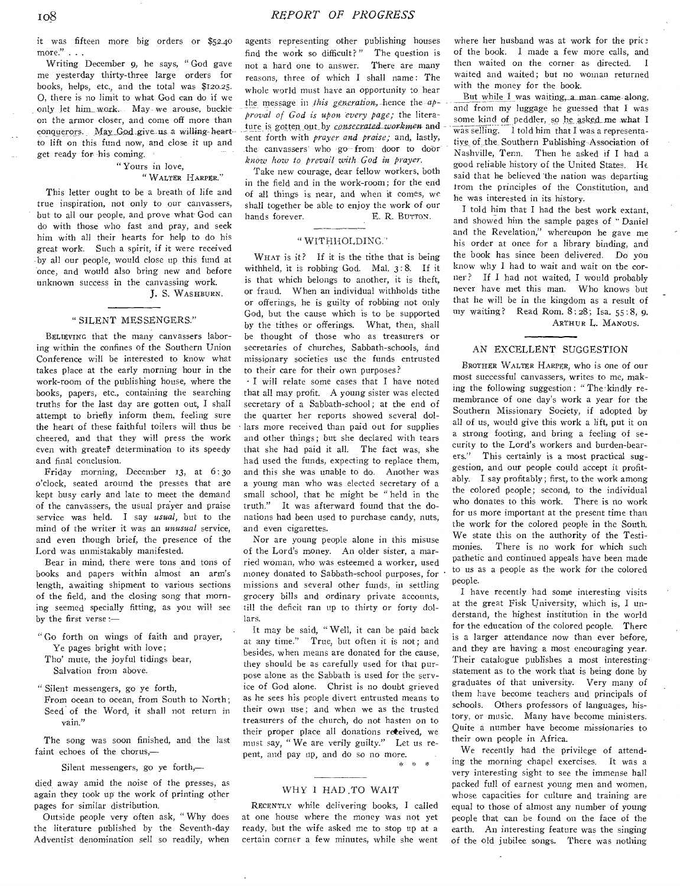it was fifteen more big orders or $52.40 more." . . .

Writing December 9, he says, "God gave me yesterday thirty-three large orders for books, helps, etc., and the total was $120.25. O, there is no limit to what God can do if we only let him work. May we arouse, buckle on the armor closer, and come off more than conquerors. May God give us a willing heart to lift on this fund now, and close it up and get ready for his coming.

"Yours in love,
"WALTER HARPER."

This letter ought to be a breath of life and true inspiration, not only to our canvassers, but to all our people, and prove what God can do with those who fast and pray, and seek him with all their hearts for help to do his great work. Such a spirit, if it were received by all our people, would close up this fund at once, and would also bring new and before unknown success in the canvassing work.

J. S. WASHBURN.

## "SILENT MESSENGERS."

BELIEVING that the many canvassers laboring within the confines of the Southern Union Conference will be interested to know what takes place at the early morning hour in the work-room of the publishing house, where the books, papers, etc., containing the searching truths for the last day are gotten out, I shall attempt to briefly inform them, feeling sure the heart of these faithful toilers will thus be cheered, and that they will press the work even with greater determination to its speedy and final conclusion.

Friday morning, December 13, at 6:30 o'clock, seated around the presses that are kept busy early and late to meet the demand of the canvassers, the usual prayer and praise service was held. I say *usual*, but to the mind of the writer it was an *unusual* service, and even though brief, the presence of the Lord was unmistakably manifested.

Bear in mind, there were tons and tons of books and papers within almost an arm's length, awaiting shipment to various sections of the field, and the closing song that morning seemed specially fitting, as you will see by the first verse:—

"Go forth on wings of faith and prayer,
Ye pages bright with love;
Tho' mute, the joyful tidings bear,
Salvation from above.

"Silent messengers, go ye forth,
From ocean to ocean, from South to North;
Seed of the Word, it shall not return in vain."

The song was soon finished, and the last faint echoes of the chorus,—

Silent messengers, go ye forth,—

died away amid the noise of the presses, as again they took up the work of printing other pages for similar distribution.

Outside people very often ask, "Why does the literature published by the Seventh-day Adventist denomination sell so readily, when agents representing other publishing houses find the work so difficult?" The question is not a hard one to answer. There are many reasons, three of which I shall name: The whole world must have an opportunity to hear the message in *this generation*, hence the *approval of God is upon every page;* the literature is gotten out by *consecrated workmen* and sent forth with *prayer and praise;* and, lastly, the canvassers who go from door to door *know how to prevail with God in prayer.*

Take new courage, dear fellow workers, both in the field and in the work-room; for the end of all things is near, and when it comes, we shall together be able to enjoy the work of our hands forever.

E. R. BUTTON.

## "WITHHOLDING."

WHAT is it? If it is the tithe that is being withheld, it is robbing God. Mal. 3:8. If it is that which belongs to another, it is theft, or fraud. When an individual withholds tithe or offerings, he is guilty of robbing not only God, but the cause which is to be supported by the tithes or offerings. What, then, shall be thought of those who as treasurers or secretaries of churches, Sabbath-schools, and missionary societies use the funds entrusted to their care for their own purposes?

I will relate some cases that I have noted that all may profit. A young sister was elected secretary of a Sabbath-school; at the end of the quarter her reports showed several dollars more received than paid out for supplies and other things; but she declared with tears that she had paid it all. The fact was, she had used the funds, expecting to replace them, and this she was unable to do. Another was a young man who was elected secretary of a small school, that he might be "held in the truth." It was afterward found that the donations had been used to purchase candy, nuts, and even cigarettes.

Nor are young people alone in this misuse of the Lord's money. An older sister, a married woman, who was esteemed a worker, used money donated to Sabbath-school purposes, for missions and several other funds, in settling grocery bills and ordinary private accounts, till the deficit ran up to thirty or forty dollars.

It may be said, "Well, it can be paid back at any time." True, but often it is not; and besides, when means are donated for the cause, they should be as carefully used for that purpose alone as the Sabbath is used for the service of God alone. Christ is no doubt grieved as he sees his people divert entrusted means to their own use; and when we as the trusted treasurers of the church, do not hasten on to their proper place all donations received, we must say, "We are verily guilty." Let us repent, and pay up, and do so no more.

\* \* \*

## WHY I HAD TO WAIT

RECENTLY while delivering books, I called at one house where the money was not yet ready, but the wife asked me to stop up at a certain corner a few minutes, while she went where her husband was at work for the price of the book. I made a few more calls, and then waited on the corner as directed. I waited and waited; but no woman returned with the money for the book.

But while I was waiting, a man came along, and from my luggage he guessed that I was some kind of peddler, so he asked me what I was selling. I told him that I was a representative of the Southern Publishing Association of Nashville, Tenn. Then he asked if I had a good reliable history of the United States. He said that he believed the nation was departing from the principles of the Constitution, and he was interested in its history.

I told him that I had the best work extant, and showed him the sample pages of "Daniel and the Revelation," whereupon he gave me his order at once for a library binding, and the book has since been delivered. Do you know why I had to wait and wait on the corner? If I had not waited, I would probably never have met this man. Who knows but that he will be in the kingdom as a result of my waiting? Read Rom. 8:28; Isa. 55:8, 9.

ARTHUR L. MANOUS.

## AN EXCELLENT SUGGESTION

BROTHER WALTER HARPER, who is one of our most successful canvassers, writes to me, making the following suggestion: "The kindly remembrance of one day's work a year for the Southern Missionary Society, if adopted by all of us, would give this work a lift, put it on a strong footing, and bring a feeling of security to the Lord's workers and burden-bearers." This certainly is a most practical suggestion, and our people could accept it profitably. I say profitably; first, to the work among the colored people; second, to the individual who donates to this work. There is no work for us more important at the present time than the work for the colored people in the South. We state this on the authority of the Testimonies. There is no work for which such pathetic and continued appeals have been made to us as a people as the work for the colored people.

I have recently had some interesting visits at the great Fisk University, which is, I understand, the highest institution in the world for the education of the colored people. There is a larger attendance now than ever before, and they are having a most encouraging year. Their catalogue publishes a most interesting statement as to the work that is being done by graduates of that university. Very many of them have become teachers and principals of schools. Others professors of languages, history, or music. Many have become ministers. Quite a number have become missionaries to their own people in Africa.

We recently had the privilege of attending the morning chapel exercises. It was a very interesting sight to see the immense hall packed full of earnest young men and women, whose capacities for culture and training are equal to those of almost any number of young people that can be found on the face of the earth. An interesting feature was the singing of the old jubilee songs. There was nothing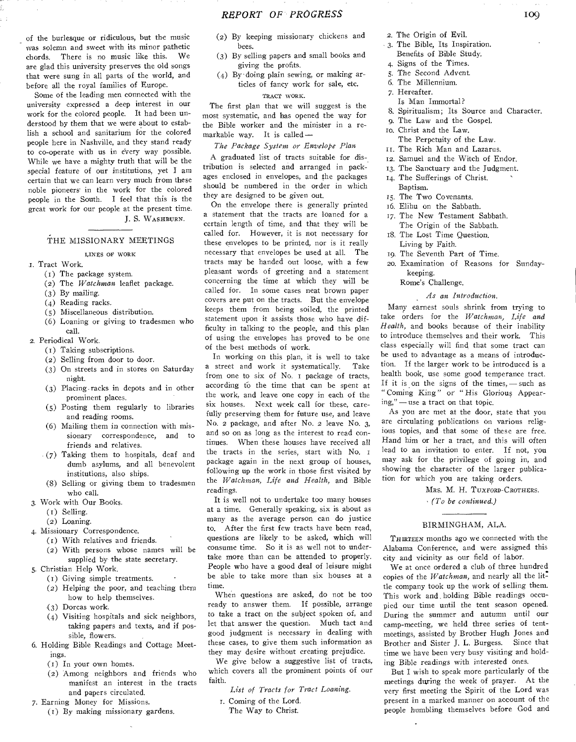of the burlesque or ridiculous, but the music was solemn and sweet with its minor pathetic chords. There is no music like this. We are glad this university preserves the old songs that were sung in all parts of the world, and before all the royal families of Europe.

Some of the leading men connected with the university expressed a deep interest in our work for the colored people. It had been understood by them that we were about to establish a school and sanitarium for the colored people here in Nashville, and they stand ready to co-operate with us in every way possible. While we have a mighty truth that will be the special feature of our institutions, yet I am certain that we can learn very much from these noble pioneers in the work for the colored people in the South. I feel that this is the great work for our people at the present time.

J. S. Washburn.

## THE MISSIONARY MEETINGS

### LINES OF WORK

1. Tract Work.
   (1) The package system.
   (2) The *Watchman* leaflet package.
   (3) By mailing.
   (4) Reading racks.
   (5) Miscellaneous distribution.
   (6) Loaning or giving to tradesmen who call.
2. Periodical Work.
   (1) Taking subscriptions.
   (2) Selling from door to door.
   (3) On streets and in stores on Saturday night.
   (3) Placing racks in depots and in other prominent places.
   (5) Posting them regularly to libraries and reading rooms.
   (6) Mailing them in connection with missionary correspondence, and to friends and relatives.
   (7) Taking them to hospitals, deaf and dumb asylums, and all benevolent institutions, also ships.
   (8) Selling or giving them to tradesmen who call.
3. Work with Our Books.
   (1) Selling.
   (2) Loaning.
4. Missionary Correspondence.
   (1) With relatives and friends.
   (2) With persons whose names will be supplied by the state secretary.
5. Christian Help Work.
   (1) Giving simple treatments.
   (2) Helping the poor, and teaching them how to help themselves.
   (3) Dorcas work.
   (4) Visiting hospitals and sick neighbors, taking papers and texts, and if possible, flowers.
6. Holding Bible Readings and Cottage Meetings.
   (1) In your own homes.
   (2) Among neighbors and friends who manifest an interest in the tracts and papers circulated.
7. Earning Money for Missions.
   (1) By making missionary gardens.
   (2) By keeping missionary chickens and bees.
   (3) By selling papers and small books and giving the profits.
   (4) By doing plain sewing, or making articles of fancy work for sale, etc.

### TRACT WORK.

The first plan that we will suggest is the most systematic, and has opened the way for the Bible worker and the minister in a remarkable way. It is called —

*The Package System or Envelope Plan*

A graduated list of tracts suitable for distribution is selected and arranged in packages enclosed in envelopes, and the packages should be numbered in the order in which they are designed to be given out.

On the envelope there is generally printed a statement that the tracts are loaned for a certain length of time, and that they will be called for. However, it is not necessary for these envelopes to be printed, nor is it really necessary that envelopes be used at all. The tracts may be handed out loose, with a few pleasant words of greeting and a statement concerning the time at which they will be called for. In some cases neat brown paper covers are put on the tracts. But the envelope keeps them from being soiled, the printed statement upon it assists those who have difficulty in talking to the people, and this plan of using the envelopes has proved to be one of the best methods of work.

In working on this plan, it is well to take a street and work it systematically. Take from one to six of No. 1 package of tracts, according to the time that can be spent at the work, and leave one copy in each of the six houses. Next week call for these, carefully preserving them for future use, and leave No. 2 package, and after No. 2 leave No. 3, and so on as long as the interest to read continues. When these houses have received all the tracts in the series, start with No. 1 package again in the next group of houses, following up the work in those first visited by the *Watchman, Life and Health*, and Bible readings.

It is well not to undertake too many houses at a time. Generally speaking, six is about as many as the average person can do justice to. After the first few tracts have been read, questions are likely to be asked, which will consume time. So it is as well not to undertake more than can be attended to properly. People who have a good deal of leisure might be able to take more than six houses at a time.

When questions are asked, do not be too ready to answer them. If possible, arrange to take a tract on the subject spoken of, and let that answer the question. Much tact and good judgment is necessary in dealing with these cases, to give them such information as they may desire without creating prejudice.

We give below a suggestive list of tracts, which covers all the prominent points of our faith.

*List of Tracts for Tract Loaning.*

1. Coming of the Lord.
   The Way to Christ.
2. The Origin of Evil.
3. The Bible, Its Inspiration.
   Benefits of Bible Study.
4. Signs of the Times.
5. The Second Advent.
6. The Millennium.
7. Hereafter.
   Is Man Immortal?
8. Spiritualism; Its Source and Character.
9. The Law and the Gospel.
10. Christ and the Law.
    The Perpetuity of the Law.
11. The Rich Man and Lazarus.
12. Samuel and the Witch of Endor.
13. The Sanctuary and the Judgment.
14. The Sufferings of Christ.
    Baptism.
15. The Two Covenants.
16. Elihu on the Sabbath.
17. The New Testament Sabbath.
    The Origin of the Sabbath.
18. The Lost Time Question.
    Living by Faith.
19. The Seventh Part of Time.
20. Examination of Reasons for Sunday-keeping.
    Rome's Challenge.

*As an Introduction.*

Many earnest souls shrink from trying to take orders for the *Watchman, Life and Health*, and books because of their inability to introduce themselves and their work. This class especially will find that some tract can be used to advantage as a means of introduction. If the larger work to be introduced is a health book, use some good temperance tract. If it is on the signs of the times, — such as "Coming King" or "His Glorious Appearing," — use a tract on that topic.

As you are met at the door, state that you are circulating publications on various religious topics, and that some of these are free. Hand him or her a tract, and this will often lead to an invitation to enter. If not, you may ask for the privilege of going in, and showing the character of the larger publication for which you are taking orders.

Mrs. M. H. Tuxford-Crothers.

(*To be continued.*)

## BIRMINGHAM, ALA.

Thirteen months ago we connected with the Alabama Conference, and were assigned this city and vicinity as our field of labor.

We at once ordered a club of three hundred copies of the *Watchman*, and nearly all the little company took up the work of selling them. This work and holding Bible readings occupied our time until the tent season opened. During the summer and autumn until our camp-meeting, we held three series of tent-meetings, assisted by Brother Hugh Jones and Brother and Sister J. L. Burgess. Since that time we have been very busy visiting and holding Bible readings with interested ones.

But I wish to speak more particularly of the meetings during the week of prayer. At the very first meeting the Spirit of the Lord was present in a marked manner on account of the people humbling themselves before God and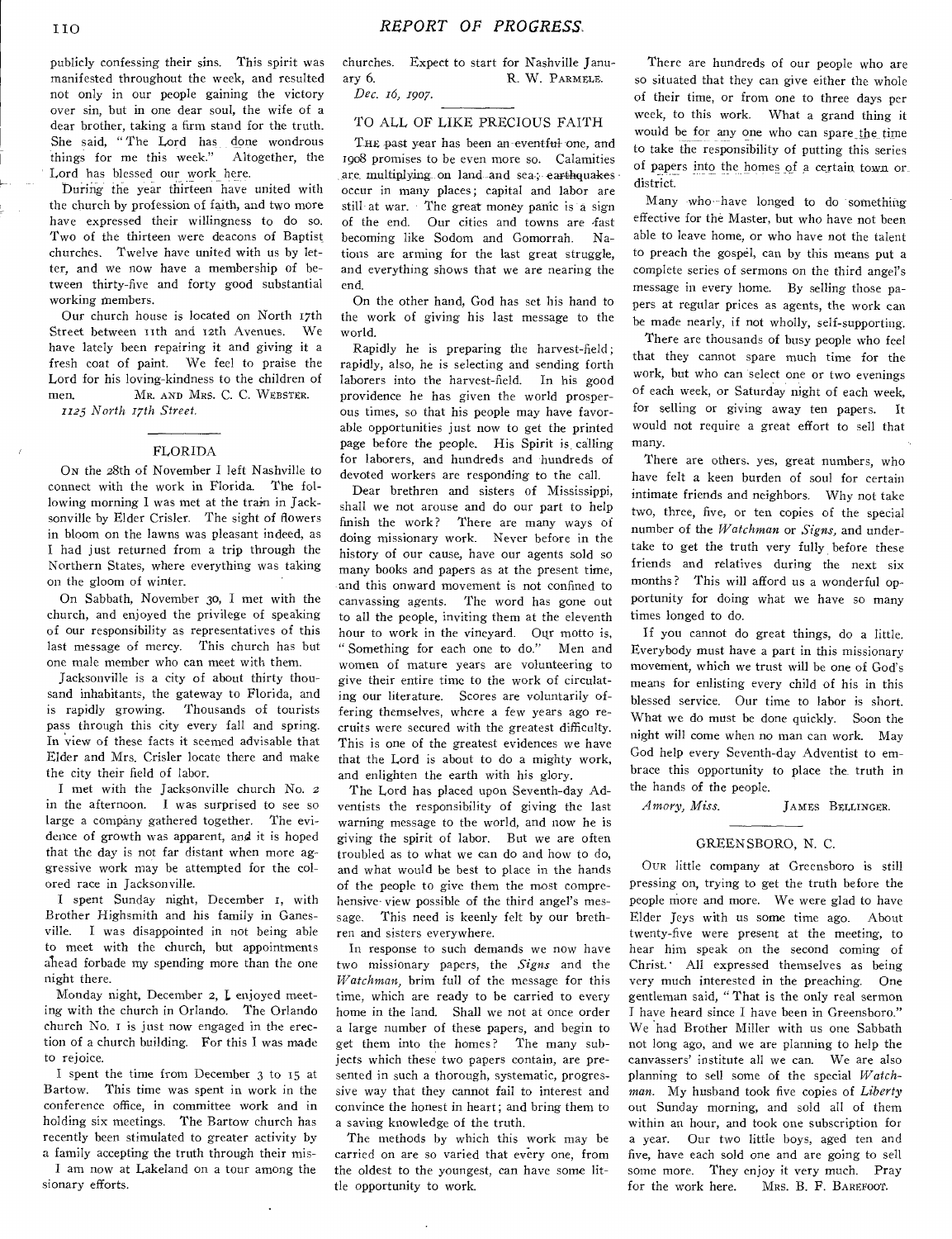publicly confessing their sins. This spirit was manifested throughout the week, and resulted not only in our people gaining the victory over sin, but in one dear soul, the wife of a dear brother, taking a firm stand for the truth. She said, "The Lord has done wondrous things for me this week." Altogether, the Lord has blessed our work here.

During the year thirteen have united with the church by profession of faith, and two more have expressed their willingness to do so. Two of the thirteen were deacons of Baptist churches. Twelve have united with us by letter, and we now have a membership of between thirty-five and forty good substantial working members.

Our church house is located on North 17th Street between 11th and 12th Avenues. We have lately been repairing it and giving it a fresh coat of paint. We feel to praise the Lord for his loving-kindness to the children of men.

MR. AND MRS. C. C. WEBSTER.

*1125 North 17th Street.*

## FLORIDA

On the 28th of November I left Nashville to connect with the work in Florida. The following morning I was met at the train in Jacksonville by Elder Crisler. The sight of flowers in bloom on the lawns was pleasant indeed, as I had just returned from a trip through the Northern States, where everything was taking on the gloom of winter.

On Sabbath, November 30, I met with the church, and enjoyed the privilege of speaking of our responsibility as representatives of this last message of mercy. This church has but one male member who can meet with them.

Jacksonville is a city of about thirty thousand inhabitants, the gateway to Florida, and is rapidly growing. Thousands of tourists pass through this city every fall and spring. In view of these facts it seemed advisable that Elder and Mrs. Crisler locate there and make the city their field of labor.

I met with the Jacksonville church No. 2 in the afternoon. I was surprised to see so large a company gathered together. The evidence of growth was apparent, and it is hoped that the day is not far distant when more aggressive work may be attempted for the colored race in Jacksonville.

I spent Sunday night, December 1, with Brother Highsmith and his family in Ganesville. I was disappointed in not being able to meet with the church, but appointments ahead forbade my spending more than the one night there.

Monday night, December 2, I enjoyed meeting with the church in Orlando. The Orlando church No. 1 is just now engaged in the erection of a church building. For this I was made to rejoice.

I spent the time from December 3 to 15 at Bartow. This time was spent in work in the conference office, in committee work and in holding six meetings. The Bartow church has recently been stimulated to greater activity by a family accepting the truth through their missionary efforts.

I am now at Lakeland on a tour among the churches. Expect to start for Nashville January 6.

R. W. PARMELE.

*Dec. 16, 1907.*

## TO ALL OF LIKE PRECIOUS FAITH

The past year has been an eventful one, and 1908 promises to be even more so. Calamities are multiplying on land and sea; earthquakes occur in many places; capital and labor are still at war. The great money panic is a sign of the end. Our cities and towns are fast becoming like Sodom and Gomorrah. Nations are arming for the last great struggle, and everything shows that we are nearing the end.

On the other hand, God has set his hand to the work of giving his last message to the world.

Rapidly he is preparing the harvest-field; rapidly, also, he is selecting and sending forth laborers into the harvest-field. In his good providence he has given the world prosperous times, so that his people may have favorable opportunities just now to get the printed page before the people. His Spirit is calling for laborers, and hundreds and hundreds of devoted workers are responding to the call.

Dear brethren and sisters of Mississippi, shall we not arouse and do our part to help finish the work? There are many ways of doing missionary work. Never before in the history of our cause, have our agents sold so many books and papers as at the present time, and this onward movement is not confined to canvassing agents. The word has gone out to all the people, inviting them at the eleventh hour to work in the vineyard. Our motto is, "Something for each one to do." Men and women of mature years are volunteering to give their entire time to the work of circulating our literature. Scores are voluntarily offering themselves, where a few years ago recruits were secured with the greatest difficulty. This is one of the greatest evidences we have that the Lord is about to do a mighty work, and enlighten the earth with his glory.

The Lord has placed upon Seventh-day Adventists the responsibility of giving the last warning message to the world, and now he is giving the spirit of labor. But we are often troubled as to what we can do and how to do, and what would be best to place in the hands of the people to give them the most comprehensive view possible of the third angel's message. This need is keenly felt by our brethren and sisters everywhere.

In response to such demands we now have two missionary papers, the *Signs* and the *Watchman*, brim full of the message for this time, which are ready to be carried to every home in the land. Shall we not at once order a large number of these papers, and begin to get them into the homes? The many subjects which these two papers contain, are presented in such a thorough, systematic, progressive way that they cannot fail to interest and convince the honest in heart; and bring them to a saving knowledge of the truth.

The methods by which this work may be carried on are so varied that every one, from the oldest to the youngest, can have some little opportunity to work.

There are hundreds of our people who are so situated that they can give either the whole of their time, or from one to three days per week, to this work. What a grand thing it would be for any one who can spare the time to take the responsibility of putting this series of papers into the homes of a certain town or district.

Many who have longed to do something effective for the Master, but who have not been able to leave home, or who have not the talent to preach the gospel, can by this means put a complete series of sermons on the third angel's message in every home. By selling those papers at regular prices as agents, the work can be made nearly, if not wholly, self-supporting.

There are thousands of busy people who feel that they cannot spare much time for the work, but who can select one or two evenings of each week, or Saturday night of each week, for selling or giving away ten papers. It would not require a great effort to sell that many.

There are others, yes, great numbers, who have felt a keen burden of soul for certain intimate friends and neighbors. Why not take two, three, five, or ten copies of the special number of the *Watchman* or *Signs*, and undertake to get the truth very fully before these friends and relatives during the next six months? This will afford us a wonderful opportunity for doing what we have so many times longed to do.

If you cannot do great things, do a little. Everybody must have a part in this missionary movement, which we trust will be one of God's means for enlisting every child of his in this blessed service. Our time to labor is short. What we do must be done quickly. Soon the night will come when no man can work. May God help every Seventh-day Adventist to embrace this opportunity to place the truth in the hands of the people.

*Amory, Miss.* JAMES BELLINGER.

## GREENSBORO, N. C.

Our little company at Greensboro is still pressing on, trying to get the truth before the people more and more. We were glad to have Elder Jeys with us some time ago. About twenty-five were present at the meeting, to hear him speak on the second coming of Christ. All expressed themselves as being very much interested in the preaching. One gentleman said, "That is the only real sermon I have heard since I have been in Greensboro." We had Brother Miller with us one Sabbath not long ago, and we are planning to help the canvassers' institute all we can. We are also planning to sell some of the special *Watchman*. My husband took five copies of *Liberty* out Sunday morning, and sold all of them within an hour, and took one subscription for a year. Our two little boys, aged ten and five, have each sold one and are going to sell some more. They enjoy it very much. Pray for the work here.

MRS. B. F. BAREFOOT.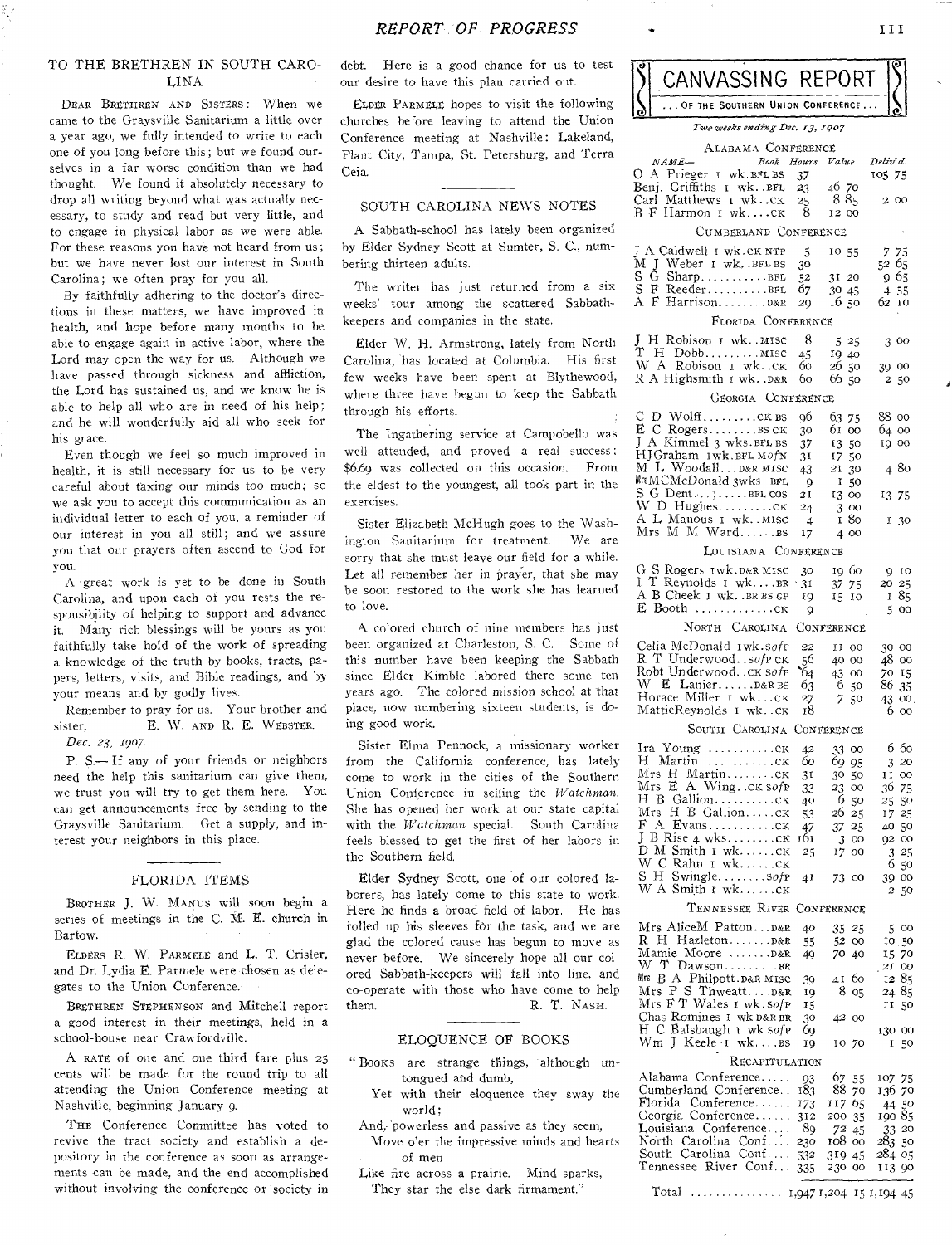## TO THE BRETHREN IN SOUTH CAROLINA

DEAR BRETHREN AND SISTERS: When we came to the Graysville Sanitarium a little over a year ago, we fully intended to write to each one of you long before this; but we found ourselves in a far worse condition than we had thought. We found it absolutely necessary to drop all writing beyond what was actually necessary, to study and read but very little, and to engage in physical labor as we were able. For these reasons you have not heard from us; but we have never lost our interest in South Carolina; we often pray for you all.

By faithfully adhering to the doctor's directions in these matters, we have improved in health, and hope before many months to be able to engage again in active labor, where the Lord may open the way for us. Although we have passed through sickness and affliction, the Lord has sustained us, and we know he is able to help all who are in need of his help; and he will wonderfully aid all who seek for his grace.

Even though we feel so much improved in health, it is still necessary for us to be very careful about taxing our minds too much; so we ask you to accept this communication as an individual letter to each of you, a reminder of our interest in you all still; and we assure you that our prayers often ascend to God for you.

A great work is yet to be done in South Carolina, and upon each of you rests the responsibility of helping to support and advance it. Many rich blessings will be yours as you faithfully take hold of the work of spreading a knowledge of the truth by books, tracts, papers, letters, visits, and Bible readings, and by your means and by godly lives.

Remember to pray for us. Your brother and sister, E. W. AND R. E. WEBSTER.

*Dec. 23, 1907.*

P. S.— If any of your friends or neighbors need the help this sanitarium can give them, we trust you will try to get them here. You can get announcements free by sending to the Graysville Sanitarium. Get a supply, and interest your neighbors in this place.

## FLORIDA ITEMS

BROTHER J. W. MANUS will soon begin a series of meetings in the C. M. E. church in Bartow.

ELDERS R. W. PARMELE and L. T. Crisler, and Dr. Lydia E. Parmele were chosen as delegates to the Union Conference.

BRETHREN STEPHENSON and Mitchell report a good interest in their meetings, held in a school-house near Crawfordville.

A RATE of one and one third fare plus 25 cents will be made for the round trip to all attending the Union Conference meeting at Nashville, beginning January 9.

THE Conference Committee has voted to revive the tract society and establish a depository in the conference as soon as arrangements can be made, and the end accomplished without involving the conference or society in debt. Here is a good chance for us to test our desire to have this plan carried out.

ELDER PARMELE hopes to visit the following churches before leaving to attend the Union Conference meeting at Nashville: Lakeland, Plant City, Tampa, St. Petersburg, and Terra Ceia.

## SOUTH CAROLINA NEWS NOTES

A Sabbath-school has lately been organized by Elder Sydney Scott at Sumter, S. C., numbering thirteen adults.

The writer has just returned from a six weeks' tour among the scattered Sabbath-keepers and companies in the state.

Elder W. H. Armstrong, lately from North Carolina, has located at Columbia. His first few weeks have been spent at Blythewood, where three have begun to keep the Sabbath through his efforts.

The Ingathering service at Campobello was well attended, and proved a real success; $6.69 was collected on this occasion. From the eldest to the youngest, all took part in the exercises.

Sister Elizabeth McHugh goes to the Washington Sanitarium for treatment. We are sorry that she must leave our field for a while. Let all remember her in prayer, that she may be soon restored to the work she has learned to love.

A colored church of nine members has just been organized at Charleston, S. C. Some of this number have been keeping the Sabbath since Elder Kimble labored there some ten years ago. The colored mission school at that place, now numbering sixteen students, is doing good work.

Sister Elma Pennock, a missionary worker from the California conference, has lately come to work in the cities of the Southern Union Conference in selling the *Watchman*. She has opened her work at our state capital with the *Watchman* special. South Carolina feels blessed to get the first of her labors in the Southern field.

Elder Sydney Scott, one of our colored laborers, has lately come to this state to work. Here he finds a broad field of labor. He has rolled up his sleeves for the task, and we are glad the colored cause has begun to move as never before. We sincerely hope all our colored Sabbath-keepers will fall into line, and co-operate with those who have come to help them. R. T. NASH.

## ELOQUENCE OF BOOKS

"BOOKS are strange things, although untongued and dumb,
Yet with their eloquence they sway the world;
And, powerless and passive as they seem,
Move o'er the impressive minds and hearts of men
Like fire across a prairie. Mind sparks,
They star the else dark firmament."

## CANVASSING REPORT

### ... OF THE SOUTHERN UNION CONFERENCE ...

*Two weeks ending Dec. 13, 1907*

| NAME— | Book | Hours | Value | Deliv'd. |
|---|---|---|---|---|
| **ALABAMA CONFERENCE** | | | | |
| O A Prieger 1 wk. | BFL BS | 37 | | 105 75 |
| Benj. Griffiths 1 wk. | BFL | 23 | 46 70 | |
| Carl Matthews 1 wk. | CK | 25 | 8 85 | 2 00 |
| B F Harmon 1 wk. | CK | 8 | 12 00 | |
| **CUMBERLAND CONFERENCE** | | | | |
| J A Caldwell 1 wk. | CK NTP | 5 | 10 55 | 7 75 |
| M J Weber 1 wk. | BFL BS | 30 | | 52 65 |
| S G Sharp | BFL | 52 | 31 20 | 9 65 |
| S F Reeder | BFL | 67 | 30 45 | 4 55 |
| A F Harrison | D&R | 29 | 16 50 | 62 10 |
| **FLORIDA CONFERENCE** | | | | |
| J H Robison 1 wk. | MISC | 8 | 5 25 | 3 00 |
| T H Dobb | MISC | 45 | 19 40 | |
| W A Robison 1 wk. | CK | 60 | 26 50 | 39 00 |
| R A Highsmith 1 wk. | D&R | 60 | 66 50 | 2 50 |
| **GEORGIA CONFERENCE** | | | | |
| C D Wolff | CK BS | 96 | 63 75 | 88 00 |
| E C Rogers | BS CK | 30 | 61 00 | 64 00 |
| J A Kimmel 3 wks. | BFL BS | 37 | 13 50 | 19 00 |
| HJGraham 1wk. | BFL MofN | 31 | 17 50 | |
| M L Woodall | D&R MISC | 43 | 21 30 | 4 80 |
| MrsMCMcDonald 3wks | BFL | 9 | 1 50 | |
| S G Dent | BFL COS | 21 | 13 00 | 13 75 |
| W D Hughes | CK | 24 | 3 00 | |
| A L Manous 1 wk. | MISC | 4 | 1 80 | 1 30 |
| Mrs M M Ward | BS | 17 | 4 00 | |
| **LOUISIANA CONFERENCE** | | | | |
| G S Rogers 1wk. | D&R MISC | 30 | 19 60 | 9 10 |
| I T Reynolds 1 wk. | BR | 31 | 37 75 | 20 25 |
| A B Cheek 1 wk. | BR BS GP | 19 | 15 10 | 1 85 |
| E Booth | CK | 9 | | 5 00 |
| **NORTH CAROLINA CONFERENCE** | | | | |
| Celia McDonald 1wk. | SofP | 22 | 11 00 | 30 00 |
| R T Underwood. | SofP CK | 56 | 40 00 | 48 00 |
| Robt Underwood. | CK SofP | 64 | 43 00 | 70 15 |
| W E Lanier | D&R BS | 63 | 6 50 | 86 35 |
| Horace Miller 1 wk. | CK | 27 | 7 50 | 43 00 |
| MattieReynolds 1 wk. | CK | 18 | | 6 00 |
| **SOUTH CAROLINA CONFERENCE** | | | | |
| Ira Young | CK | 42 | 33 00 | 6 60 |
| H Martin | CK | 60 | 69 95 | 3 20 |
| Mrs H Martin | CK | 31 | 30 50 | 11 00 |
| Mrs E A Wing. | CK SofP | 33 | 23 00 | 36 75 |
| H B Gallion | CK | 40 | 6 50 | 25 50 |
| Mrs H B Gallion | CK | 53 | 26 25 | 17 25 |
| F A Evans | CK | 47 | 37 25 | 40 50 |
| J B Rise 4 wks | CK | 161 | 3 00 | 92 00 |
| D M Smith 1 wk. | CK | 25 | 17 00 | 3 25 |
| W C Rahn 1 wk. | CK | | | 6 50 |
| S H Swingle | SofP | 41 | 73 00 | 39 00 |
| W A Smith 1 wk. | CK | | | 2 50 |
| **TENNESSEE RIVER CONFERENCE** | | | | |
| Mrs AliceM Patton | D&R | 40 | 35 25 | 5 00 |
| R H Hazleton | D&R | 55 | 52 00 | 10 50 |
| Mamie Moore | D&R | 49 | 70 40 | 15 70 |
| W T Dawson | BR | | | 21 00 |
| Mrs B A Philpott. | D&R MISC | 39 | 41 60 | 12 85 |
| Mrs P S Thweatt | D&R | 19 | 8 05 | 24 85 |
| Mrs F T Wales 1 wk. | SofP | 15 | | 11 50 |
| Chas Romines 1 wk | D&R BR | 30 | 42 00 | |
| H C Balsbaugh 1 wk | SofP | 69 | | 130 00 |
| Wm J Keele 1 wk. | BS | 19 | 10 70 | 1 50 |

### RECAPITULATION

| Conference | Hours | Value | Deliv'd. |
|---|---|---|---|
| Alabama Conference | 93 | 67 55 | 107 75 |
| Cumberland Conference | 183 | 88 70 | 136 70 |
| Florida Conference | 173 | 117 65 | 44 50 |
| Georgia Conference | 312 | 200 35 | 190 85 |
| Louisiana Conference | 89 | 72 45 | 33 20 |
| North Carolina Conf. | 230 | 108 00 | 283 50 |
| South Carolina Conf. | 532 | 319 45 | 284 05 |
| Tennessee River Conf. | 335 | 230 00 | 113 90 |
| Total | 1,947 | 1,204 15 | 1,194 45 |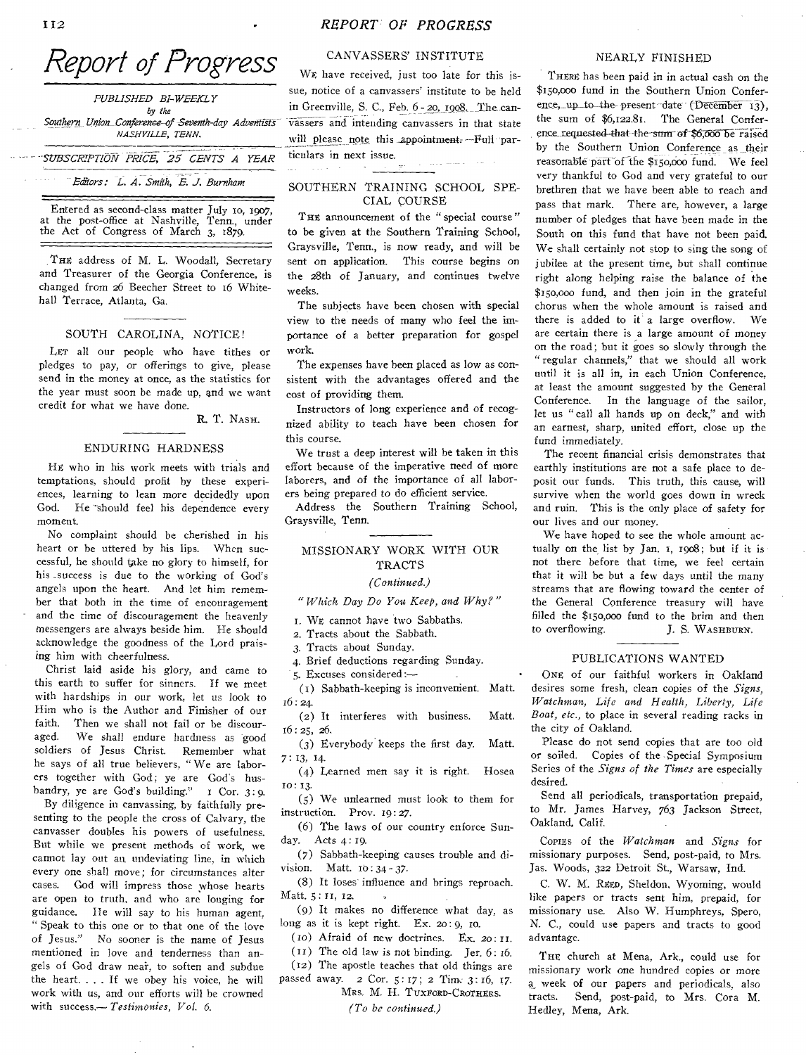# Report of Progress

*PUBLISHED BI-WEEKLY*
*by the*
*Southern Union Conference of Seventh-day Adventists*
*NASHVILLE, TENN.*

*SUBSCRIPTION PRICE, 25 CENTS A YEAR*

*Editors: L. A. Smith, E. J. Burnham*

Entered as second-class matter July 10, 1907, at the post-office at Nashville, Tenn., under the Act of Congress of March 3, 1879.

THE address of M. L. Woodall, Secretary and Treasurer of the Georgia Conference, is changed from 26 Beecher Street to 16 Whitehall Terrace, Atlanta, Ga.

## SOUTH CAROLINA, NOTICE!

LET all our people who have tithes or pledges to pay, or offerings to give, please send in the money at once, as the statistics for the year must soon be made up, and we want credit for what we have done.

R. T. NASH.

## ENDURING HARDNESS

HE who in his work meets with trials and temptations, should profit by these experiences, learning to lean more decidedly upon God. He should feel his dependence every moment.

No complaint should be cherished in his heart or be uttered by his lips. When successful, he should take no glory to himself, for his success is due to the working of God's angels upon the heart. And let him remember that both in the time of encouragement and the time of discouragement the heavenly messengers are always beside him. He should acknowledge the goodness of the Lord praising him with cheerfulness.

Christ laid aside his glory, and came to this earth to suffer for sinners. If we meet with hardships in our work, let us look to Him who is the Author and Finisher of our faith. Then we shall not fail or be discouraged. We shall endure hardness as good soldiers of Jesus Christ. Remember what he says of all true believers, "We are laborers together with God; ye are God's husbandry, ye are God's building." 1 Cor. 3:9.

By diligence in canvassing, by faithfully presenting to the people the cross of Calvary, the canvasser doubles his powers of usefulness. But while we present methods of work, we cannot lay out an undeviating line, in which every one shall move; for circumstances alter cases. God will impress those whose hearts are open to truth, and who are longing for guidance. He will say to his human agent, "Speak to this one or to that one of the love of Jesus." No sooner is the name of Jesus mentioned in love and tenderness than angels of God draw near, to soften and subdue the heart. . . . If we obey his voice, he will work with us, and our efforts will be crowned with success.—*Testimonies, Vol. 6.*

## CANVASSERS' INSTITUTE

WE have received, just too late for this issue, notice of a canvassers' institute to be held in Greenville, S. C., Feb. 6-20, 1908. The canvassers and intending canvassers in that state will please note this appointment. Full particulars in next issue.

## SOUTHERN TRAINING SCHOOL SPECIAL COURSE

THE announcement of the "special course" to be given at the Southern Training School, Graysville, Tenn., is now ready, and will be sent on application. This course begins on the 28th of January, and continues twelve weeks.

The subjects have been chosen with special view to the needs of many who feel the importance of a better preparation for gospel work.

The expenses have been placed as low as consistent with the advantages offered and the cost of providing them.

Instructors of long experience and of recognized ability to teach have been chosen for this course.

We trust a deep interest will be taken in this effort because of the imperative need of more laborers, and of the importance of all laborers being prepared to do efficient service.

Address the Southern Training School, Graysville, Tenn.

## MISSIONARY WORK WITH OUR TRACTS

*(Continued.)*

*"Which Day Do You Keep, and Why?"*

1. WE cannot have two Sabbaths.
2. Tracts about the Sabbath.
3. Tracts about Sunday.
4. Brief deductions regarding Sunday.
5. Excuses considered:—

(1) Sabbath-keeping is inconvenient. Matt. 16:24.

(2) It interferes with business. Matt. 16:25, 26.

(3) Everybody keeps the first day. Matt. 7:13, 14.

(4) Learned men say it is right. Hosea 10:13.

(5) We unlearned must look to them for instruction. Prov. 19:27.

(6) The laws of our country enforce Sunday. Acts 4:19.

(7) Sabbath-keeping causes trouble and division. Matt. 10:34-37.

(8) It loses influence and brings reproach. Matt. 5:11, 12.

(9) It makes no difference what day, as long as it is kept right. Ex. 20:9, 10.

(10) Afraid of new doctrines. Ex. 20:11.

(11) The old law is not binding. Jer. 6:16.

(12) The apostle teaches that old things are passed away. 2 Cor. 5:17; 2 Tim. 3:16, 17.

MRS. M. H. TUXFORD-CROTHERS.

*(To be continued.)*

## NEARLY FINISHED

THERE has been paid in in actual cash on the $150,000 fund in the Southern Union Conference, up to the present date (December 13), the sum of $6,122.81. The General Conference requested that the sum of $6,000 be raised by the Southern Union Conference as their reasonable part of the $150,000 fund. We feel very thankful to God and very grateful to our brethren that we have been able to reach and pass that mark. There are, however, a large number of pledges that have been made in the South on this fund that have not been paid. We shall certainly not stop to sing the song of jubilee at the present time, but shall continue right along helping raise the balance of the $150,000 fund, and then join in the grateful chorus when the whole amount is raised and there is added to it a large overflow. We are certain there is a large amount of money on the road; but it goes so slowly through the "regular channels," that we should all work until it is all in, in each Union Conference, at least the amount suggested by the General Conference. In the language of the sailor, let us "call all hands up on deck," and with an earnest, sharp, united effort, close up the fund immediately.

The recent financial crisis demonstrates that earthly institutions are not a safe place to deposit our funds. This truth, this cause, will survive when the world goes down in wreck and ruin. This is the only place of safety for our lives and our money.

We have hoped to see the whole amount actually on the list by Jan. 1, 1908; but if it is not there before that time, we feel certain that it will be but a few days until the many streams that are flowing toward the center of the General Conference treasury will have filled the $150,000 fund to the brim and then to overflowing.

J. S. WASHBURN.

## PUBLICATIONS WANTED

ONE of our faithful workers in Oakland desires some fresh, clean copies of the *Signs, Watchman, Life and Health, Liberty, Life Boat, etc.,* to place in several reading racks in the city of Oakland.

Please do not send copies that are too old or soiled. Copies of the Special Symposium Series of the *Signs of the Times* are especially desired.

Send all periodicals, transportation prepaid, to Mr. James Harvey, 763 Jackson Street, Oakland, Calif.

COPIES of the *Watchman* and *Signs* for missionary purposes. Send, post-paid, to Mrs. Jas. Woods, 322 Detroit St., Warsaw, Ind.

C. W. M. REED, Sheldon, Wyoming, would like papers or tracts sent him, prepaid, for missionary use. Also W. Humphreys, Spero, N. C., could use papers and tracts to good advantage.

THE church at Mena, Ark., could use for missionary work one hundred copies or more a week of our papers and periodicals, also tracts. Send, post-paid, to Mrs. Cora M. Hedley, Mena, Ark.